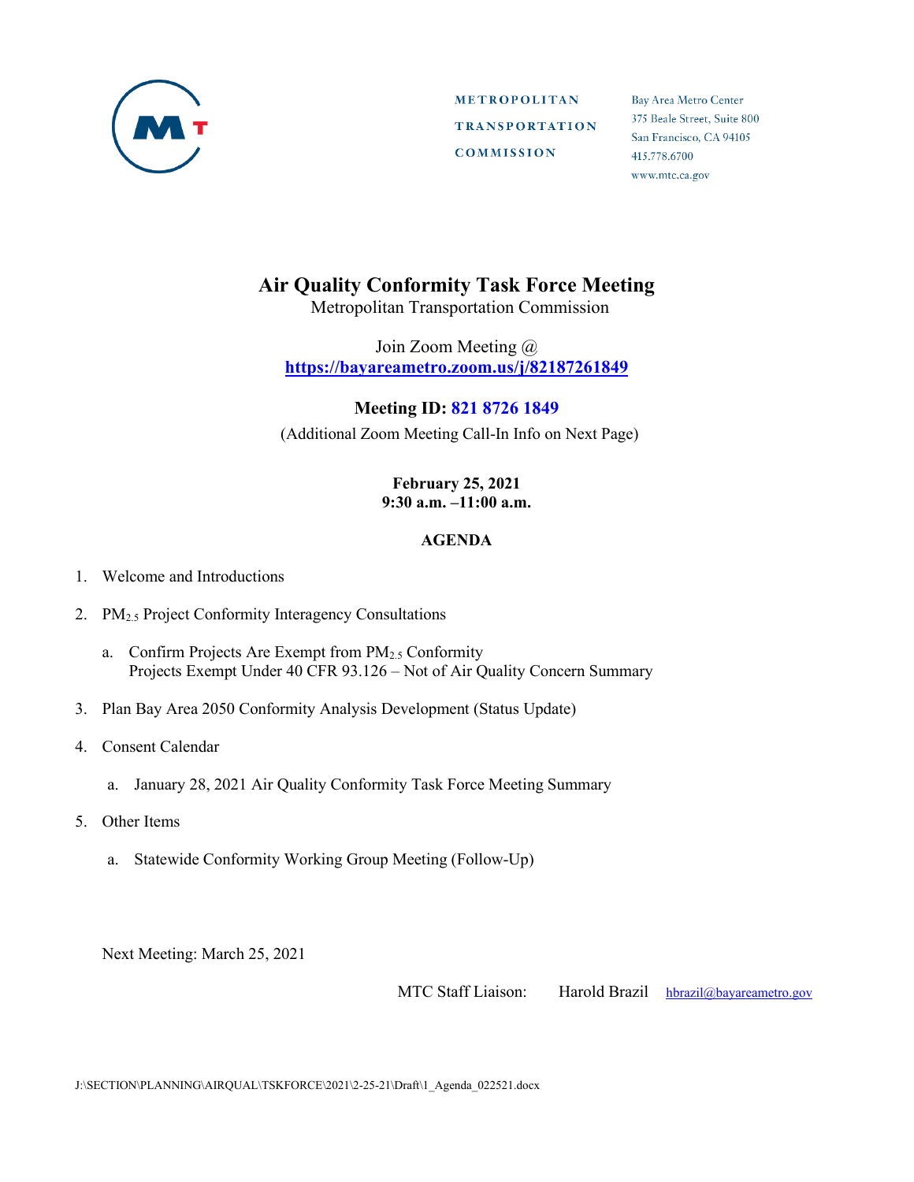METROPOLITAN
TRANSPORTATION
COMMISSION

Bay Area Metro Center
375 Beale Street, Suite 800
San Francisco, CA 94105
415.778.6700
www.mtc.ca.gov

# Air Quality Conformity Task Force Meeting

Metropolitan Transportation Commission

Join Zoom Meeting @
**https://bayareametro.zoom.us/j/82187261849**

**Meeting ID: 821 8726 1849**

(Additional Zoom Meeting Call-In Info on Next Page)

**February 25, 2021**
**9:30 a.m. –11:00 a.m.**

## AGENDA

1. Welcome and Introductions

2. $PM_{2.5}$ Project Conformity Interagency Consultations

   a. Confirm Projects Are Exempt from $PM_{2.5}$ Conformity
      Projects Exempt Under 40 CFR 93.126 – Not of Air Quality Concern Summary

3. Plan Bay Area 2050 Conformity Analysis Development (Status Update)

4. Consent Calendar

   a. January 28, 2021 Air Quality Conformity Task Force Meeting Summary

5. Other Items

   a. Statewide Conformity Working Group Meeting (Follow-Up)

Next Meeting: March 25, 2021

MTC Staff Liaison: Harold Brazil hbrazil@bayareametro.gov

J:\SECTION\PLANNING\AIRQUAL\TSKFORCE\2021\2-25-21\Draft\1_Agenda_022521.docx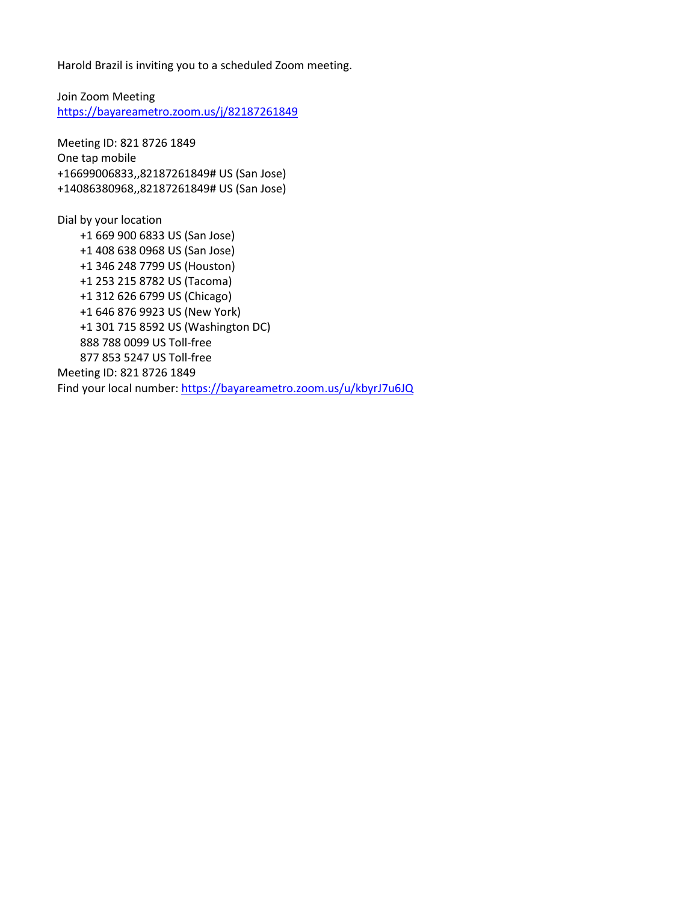Harold Brazil is inviting you to a scheduled Zoom meeting.

Join Zoom Meeting  
https://bayareametro.zoom.us/j/82187261849

Meeting ID: 821 8726 1849  
One tap mobile  
+16699006833,,82187261849# US (San Jose)  
+14086380968,,82187261849# US (San Jose)

Dial by your location  
+1 669 900 6833 US (San Jose)  
+1 408 638 0968 US (San Jose)  
+1 346 248 7799 US (Houston)  
+1 253 215 8782 US (Tacoma)  
+1 312 626 6799 US (Chicago)  
+1 646 876 9923 US (New York)  
+1 301 715 8592 US (Washington DC)  
888 788 0099 US Toll-free  
877 853 5247 US Toll-free  
Meeting ID: 821 8726 1849  
Find your local number: https://bayareametro.zoom.us/u/kbyrJ7u6JQ